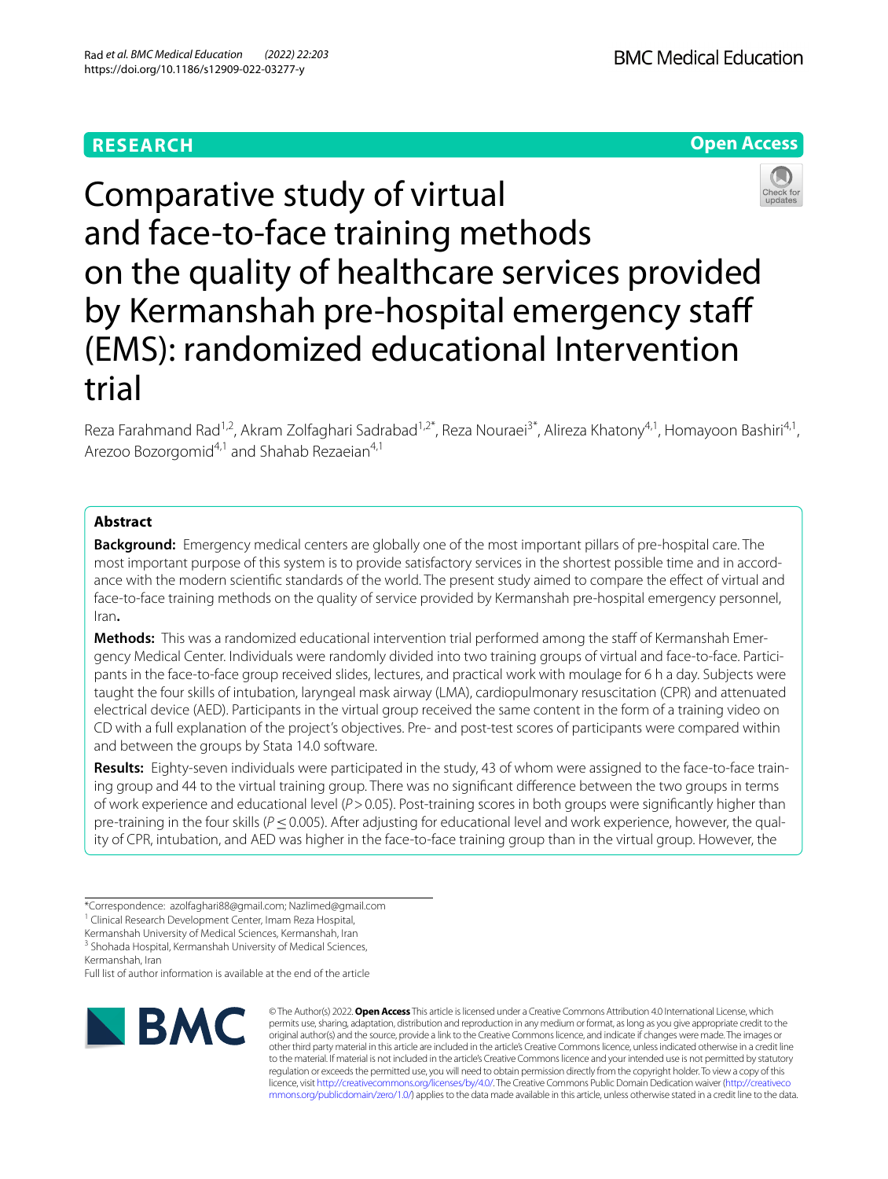RESEARCH

Open Access

# Comparative study of virtual and face-to-face training methods on the quality of healthcare services provided by Kermanshah pre-hospital emergency staff (EMS): randomized educational Intervention trial

Reza Farahmand Rad[1,2], Akram Zolfaghari Sadrabad[1,2*], Reza Nouraei[3*], Alireza Khatony[4,1], Homayoon Bashiri[4,1], Arezoo Bozorgomid[4,1] and Shahab Rezaeian[4,1]

## Abstract

**Background:** Emergency medical centers are globally one of the most important pillars of pre-hospital care. The most important purpose of this system is to provide satisfactory services in the shortest possible time and in accordance with the modern scientific standards of the world. The present study aimed to compare the effect of virtual and face-to-face training methods on the quality of service provided by Kermanshah pre-hospital emergency personnel, Iran**.**

**Methods:** This was a randomized educational intervention trial performed among the staff of Kermanshah Emergency Medical Center. Individuals were randomly divided into two training groups of virtual and face-to-face. Participants in the face-to-face group received slides, lectures, and practical work with moulage for 6 h a day. Subjects were taught the four skills of intubation, laryngeal mask airway (LMA), cardiopulmonary resuscitation (CPR) and attenuated electrical device (AED). Participants in the virtual group received the same content in the form of a training video on CD with a full explanation of the project's objectives. Pre- and post-test scores of participants were compared within and between the groups by Stata 14.0 software.

**Results:** Eighty-seven individuals were participated in the study, 43 of whom were assigned to the face-to-face training group and 44 to the virtual training group. There was no significant difference between the two groups in terms of work experience and educational level ($P > 0.05$). Post-training scores in both groups were significantly higher than pre-training in the four skills ($P \leq 0.005$). After adjusting for educational level and work experience, however, the quality of CPR, intubation, and AED was higher in the face-to-face training group than in the virtual group. However, the

*Correspondence: azolfaghari88@gmail.com; Nazlimed@gmail.com

[1] Clinical Research Development Center, Imam Reza Hospital, Kermanshah University of Medical Sciences, Kermanshah, Iran

[3] Shohada Hospital, Kermanshah University of Medical Sciences, Kermanshah, Iran

Full list of author information is available at the end of the article

© The Author(s) 2022. **Open Access** This article is licensed under a Creative Commons Attribution 4.0 International License, which permits use, sharing, adaptation, distribution and reproduction in any medium or format, as long as you give appropriate credit to the original author(s) and the source, provide a link to the Creative Commons licence, and indicate if changes were made. The images or other third party material in this article are included in the article's Creative Commons licence, unless indicated otherwise in a credit line to the material. If material is not included in the article's Creative Commons licence and your intended use is not permitted by statutory regulation or exceeds the permitted use, you will need to obtain permission directly from the copyright holder. To view a copy of this licence, visit http://creativecommons.org/licenses/by/4.0/. The Creative Commons Public Domain Dedication waiver (http://creativecommons.org/publicdomain/zero/1.0/) applies to the data made available in this article, unless otherwise stated in a credit line to the data.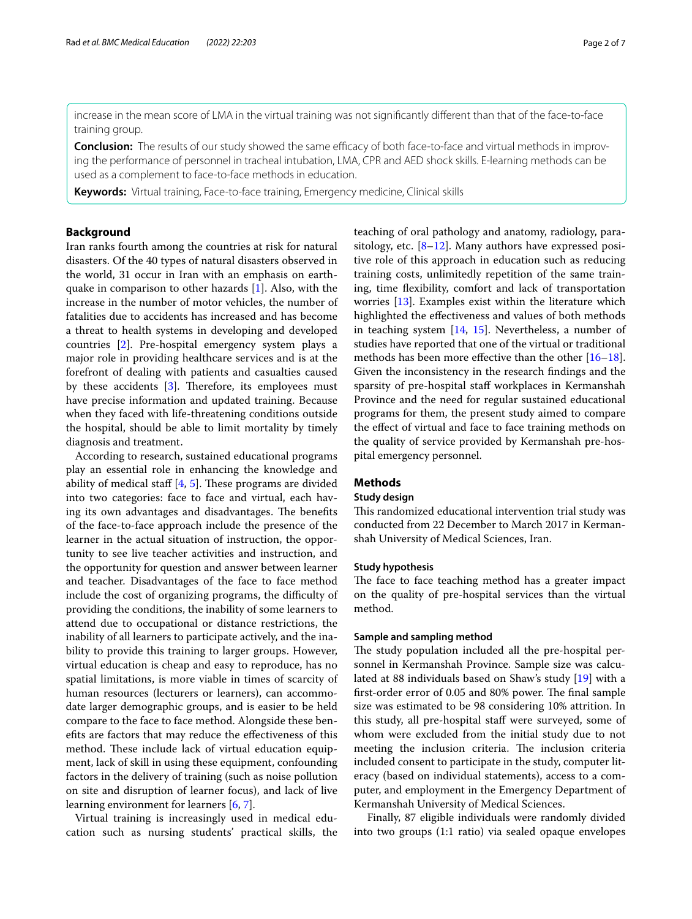increase in the mean score of LMA in the virtual training was not significantly different than that of the face-to-face training group.

**Conclusion:** The results of our study showed the same efficacy of both face-to-face and virtual methods in improving the performance of personnel in tracheal intubation, LMA, CPR and AED shock skills. E-learning methods can be used as a complement to face-to-face methods in education.

**Keywords:** Virtual training, Face-to-face training, Emergency medicine, Clinical skills

## Background

Iran ranks fourth among the countries at risk for natural disasters. Of the 40 types of natural disasters observed in the world, 31 occur in Iran with an emphasis on earthquake in comparison to other hazards [1]. Also, with the increase in the number of motor vehicles, the number of fatalities due to accidents has increased and has become a threat to health systems in developing and developed countries [2]. Pre-hospital emergency system plays a major role in providing healthcare services and is at the forefront of dealing with patients and casualties caused by these accidents [3]. Therefore, its employees must have precise information and updated training. Because when they faced with life-threatening conditions outside the hospital, should be able to limit mortality by timely diagnosis and treatment.

According to research, sustained educational programs play an essential role in enhancing the knowledge and ability of medical staff [4, 5]. These programs are divided into two categories: face to face and virtual, each having its own advantages and disadvantages. The benefits of the face-to-face approach include the presence of the learner in the actual situation of instruction, the opportunity to see live teacher activities and instruction, and the opportunity for question and answer between learner and teacher. Disadvantages of the face to face method include the cost of organizing programs, the difficulty of providing the conditions, the inability of some learners to attend due to occupational or distance restrictions, the inability of all learners to participate actively, and the inability to provide this training to larger groups. However, virtual education is cheap and easy to reproduce, has no spatial limitations, is more viable in times of scarcity of human resources (lecturers or learners), can accommodate larger demographic groups, and is easier to be held compare to the face to face method. Alongside these benefits are factors that may reduce the effectiveness of this method. These include lack of virtual education equipment, lack of skill in using these equipment, confounding factors in the delivery of training (such as noise pollution on site and disruption of learner focus), and lack of live learning environment for learners [6, 7].

Virtual training is increasingly used in medical education such as nursing students' practical skills, the teaching of oral pathology and anatomy, radiology, parasitology, etc. [8–12]. Many authors have expressed positive role of this approach in education such as reducing training costs, unlimitedly repetition of the same training, time flexibility, comfort and lack of transportation worries [13]. Examples exist within the literature which highlighted the effectiveness and values of both methods in teaching system [14, 15]. Nevertheless, a number of studies have reported that one of the virtual or traditional methods has been more effective than the other [16–18]. Given the inconsistency in the research findings and the sparsity of pre-hospital staff workplaces in Kermanshah Province and the need for regular sustained educational programs for them, the present study aimed to compare the effect of virtual and face to face training methods on the quality of service provided by Kermanshah pre-hospital emergency personnel.

## Methods

### Study design

This randomized educational intervention trial study was conducted from 22 December to March 2017 in Kermanshah University of Medical Sciences, Iran.

### Study hypothesis

The face to face teaching method has a greater impact on the quality of pre-hospital services than the virtual method.

### Sample and sampling method

The study population included all the pre-hospital personnel in Kermanshah Province. Sample size was calculated at 88 individuals based on Shaw's study [19] with a first-order error of 0.05 and 80% power. The final sample size was estimated to be 98 considering 10% attrition. In this study, all pre-hospital staff were surveyed, some of whom were excluded from the initial study due to not meeting the inclusion criteria. The inclusion criteria included consent to participate in the study, computer literacy (based on individual statements), access to a computer, and employment in the Emergency Department of Kermanshah University of Medical Sciences.

Finally, 87 eligible individuals were randomly divided into two groups (1:1 ratio) via sealed opaque envelopes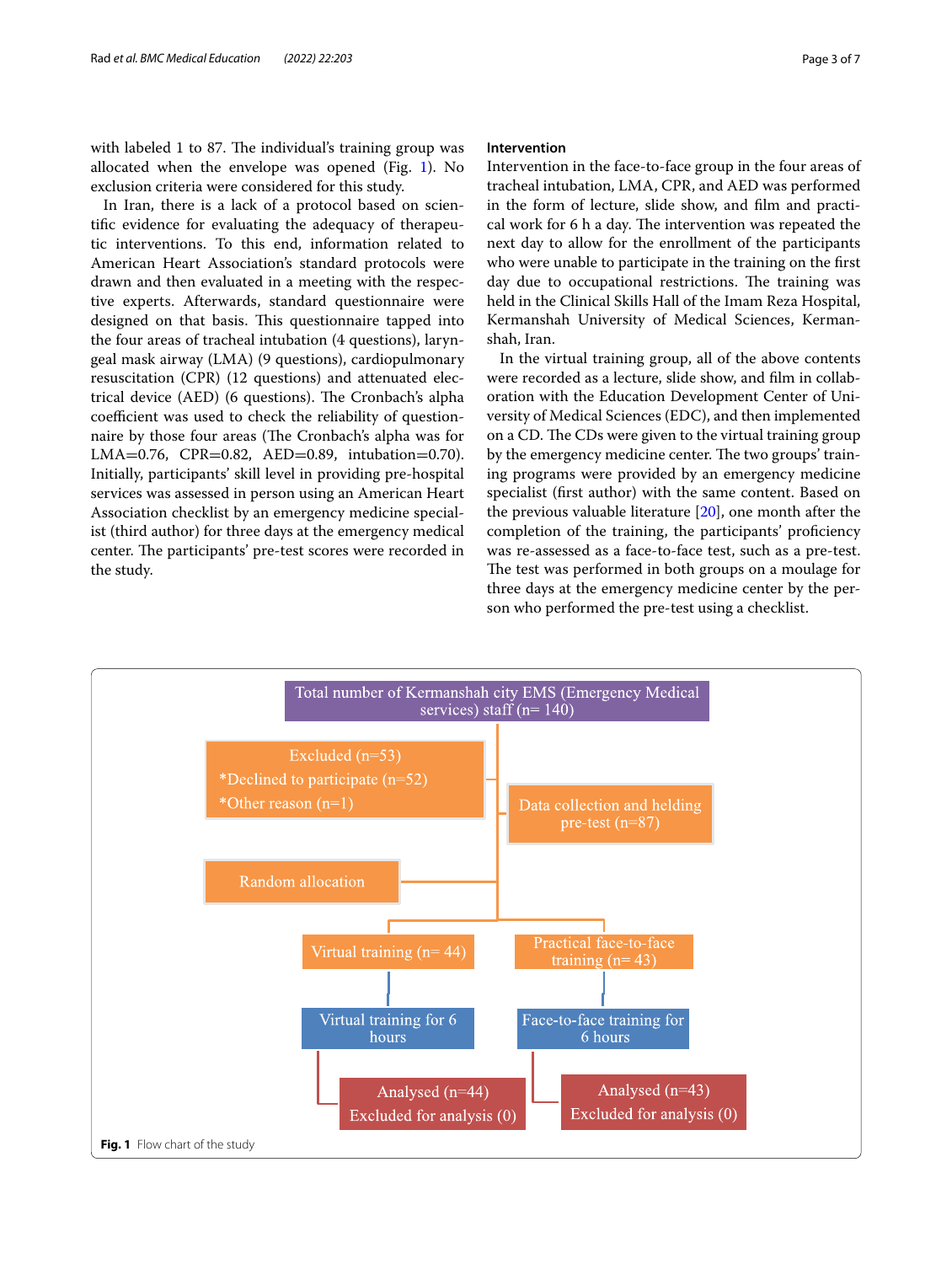with labeled 1 to 87. The individual's training group was allocated when the envelope was opened (Fig. 1). No exclusion criteria were considered for this study.

In Iran, there is a lack of a protocol based on scientific evidence for evaluating the adequacy of therapeutic interventions. To this end, information related to American Heart Association's standard protocols were drawn and then evaluated in a meeting with the respective experts. Afterwards, standard questionnaire were designed on that basis. This questionnaire tapped into the four areas of tracheal intubation (4 questions), laryngeal mask airway (LMA) (9 questions), cardiopulmonary resuscitation (CPR) (12 questions) and attenuated electrical device (AED) (6 questions). The Cronbach's alpha coefficient was used to check the reliability of questionnaire by those four areas (The Cronbach's alpha was for LMA=0.76, CPR=0.82, AED=0.89, intubation=0.70). Initially, participants' skill level in providing pre-hospital services was assessed in person using an American Heart Association checklist by an emergency medicine specialist (third author) for three days at the emergency medical center. The participants' pre-test scores were recorded in the study.

### Intervention

Intervention in the face-to-face group in the four areas of tracheal intubation, LMA, CPR, and AED was performed in the form of lecture, slide show, and film and practical work for 6 h a day. The intervention was repeated the next day to allow for the enrollment of the participants who were unable to participate in the training on the first day due to occupational restrictions. The training was held in the Clinical Skills Hall of the Imam Reza Hospital, Kermanshah University of Medical Sciences, Kermanshah, Iran.

In the virtual training group, all of the above contents were recorded as a lecture, slide show, and film in collaboration with the Education Development Center of University of Medical Sciences (EDC), and then implemented on a CD. The CDs were given to the virtual training group by the emergency medicine center. The two groups' training programs were provided by an emergency medicine specialist (first author) with the same content. Based on the previous valuable literature [20], one month after the completion of the training, the participants' proficiency was re-assessed as a face-to-face test, such as a pre-test. The test was performed in both groups on a moulage for three days at the emergency medicine center by the person who performed the pre-test using a checklist.

Total number of Kermanshah city EMS (Emergency Medical services) staff (n= 140)

Excluded (n=53)
*Declined to participate (n=52)
*Other reason (n=1)

Data collection and helding pre-test (n=87)

Random allocation

Virtual training (n= 44) → Virtual training for 6 hours → Analysed (n=44), Excluded for analysis (0)

Practical face-to-face training (n= 43) → Face-to-face training for 6 hours → Analysed (n=43), Excluded for analysis (0)

**Fig. 1** Flow chart of the study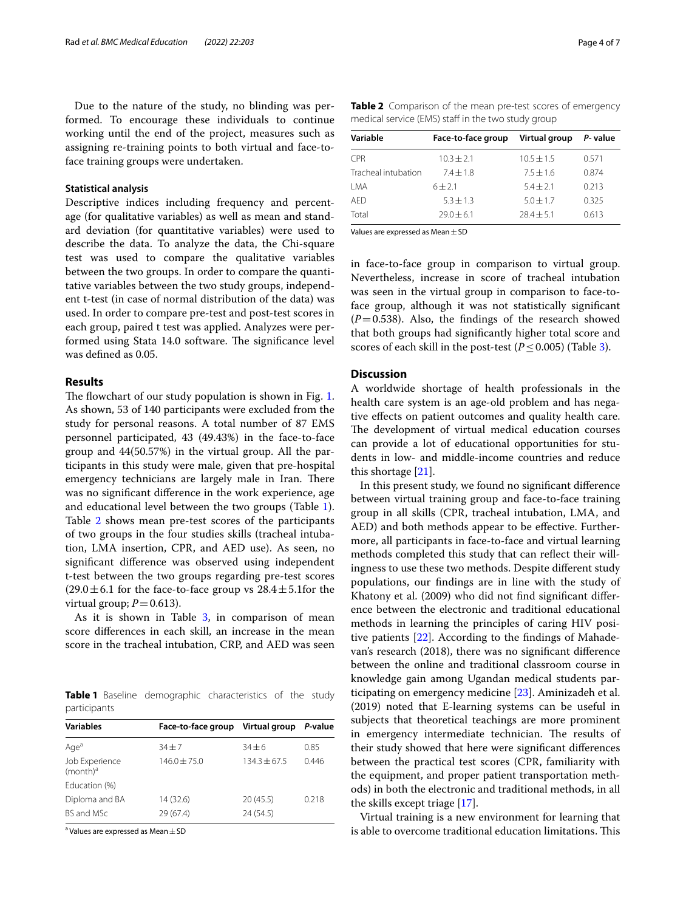Due to the nature of the study, no blinding was performed. To encourage these individuals to continue working until the end of the project, measures such as assigning re-training points to both virtual and face-to-face training groups were undertaken.

### Statistical analysis

Descriptive indices including frequency and percentage (for qualitative variables) as well as mean and standard deviation (for quantitative variables) were used to describe the data. To analyze the data, the Chi-square test was used to compare the qualitative variables between the two groups. In order to compare the quantitative variables between the two study groups, independent t-test (in case of normal distribution of the data) was used. In order to compare pre-test and post-test scores in each group, paired t test was applied. Analyzes were performed using Stata 14.0 software. The significance level was defined as 0.05.

## Results

The flowchart of our study population is shown in Fig. 1. As shown, 53 of 140 participants were excluded from the study for personal reasons. A total number of 87 EMS personnel participated, 43 (49.43%) in the face-to-face group and 44(50.57%) in the virtual group. All the participants in this study were male, given that pre-hospital emergency technicians are largely male in Iran. There was no significant difference in the work experience, age and educational level between the two groups (Table 1). Table 2 shows mean pre-test scores of the participants of two groups in the four studies skills (tracheal intubation, LMA insertion, CPR, and AED use). As seen, no significant difference was observed using independent t-test between the two groups regarding pre-test scores ($29.0 \pm 6.1$ for the face-to-face group vs $28.4 \pm 5.1$for the virtual group; $P = 0.613$).

As it is shown in Table 3, in comparison of mean score differences in each skill, an increase in the mean score in the tracheal intubation, CRP, and AED was seen in face-to-face group in comparison to virtual group. Nevertheless, increase in score of tracheal intubation was seen in the virtual group in comparison to face-to-face group, although it was not statistically significant ($P = 0.538$). Also, the findings of the research showed that both groups had significantly higher total score and scores of each skill in the post-test ($P \leq 0.005$) (Table 3).

**Table 1** Baseline demographic characteristics of the study participants

| Variables | Face-to-face group | Virtual group | *P*-value |
|---|---|---|---|
| Age[a] | 34 ± 7 | 34 ± 6 | 0.85 |
| Job Experience (month)[a] | 146.0 ± 75.0 | 134.3 ± 67.5 | 0.446 |
| Education (%) | | | |
| Diploma and BA | 14 (32.6) | 20 (45.5) | 0.218 |
| BS and MSc | 29 (67.4) | 24 (54.5) | |

[a] Values are expressed as Mean ± SD

**Table 2** Comparison of the mean pre-test scores of emergency medical service (EMS) staff in the two study group

| Variable | Face-to-face group | Virtual group | *P*- value |
|---|---|---|---|
| CPR | 10.3 ± 2.1 | 10.5 ± 1.5 | 0.571 |
| Tracheal intubation | 7.4 ± 1.8 | 7.5 ± 1.6 | 0.874 |
| LMA | 6 ± 2.1 | 5.4 ± 2.1 | 0.213 |
| AED | 5.3 ± 1.3 | 5.0 ± 1.7 | 0.325 |
| Total | 29.0 ± 6.1 | 28.4 ± 5.1 | 0.613 |

Values are expressed as Mean ± SD

## Discussion

A worldwide shortage of health professionals in the health care system is an age-old problem and has negative effects on patient outcomes and quality health care. The development of virtual medical education courses can provide a lot of educational opportunities for students in low- and middle-income countries and reduce this shortage [21].

In this present study, we found no significant difference between virtual training group and face-to-face training group in all skills (CPR, tracheal intubation, LMA, and AED) and both methods appear to be effective. Furthermore, all participants in face-to-face and virtual learning methods completed this study that can reflect their willingness to use these two methods. Despite different study populations, our findings are in line with the study of Khatony et al. (2009) who did not find significant difference between the electronic and traditional educational methods in learning the principles of caring HIV positive patients [22]. According to the findings of Mahadevan's research (2018), there was no significant difference between the online and traditional classroom course in knowledge gain among Ugandan medical students participating on emergency medicine [23]. Aminizadeh et al. (2019) noted that E-learning systems can be useful in subjects that theoretical teachings are more prominent in emergency intermediate technician. The results of their study showed that here were significant differences between the practical test scores (CPR, familiarity with the equipment, and proper patient transportation methods) in both the electronic and traditional methods, in all the skills except triage [17].

Virtual training is a new environment for learning that is able to overcome traditional education limitations. This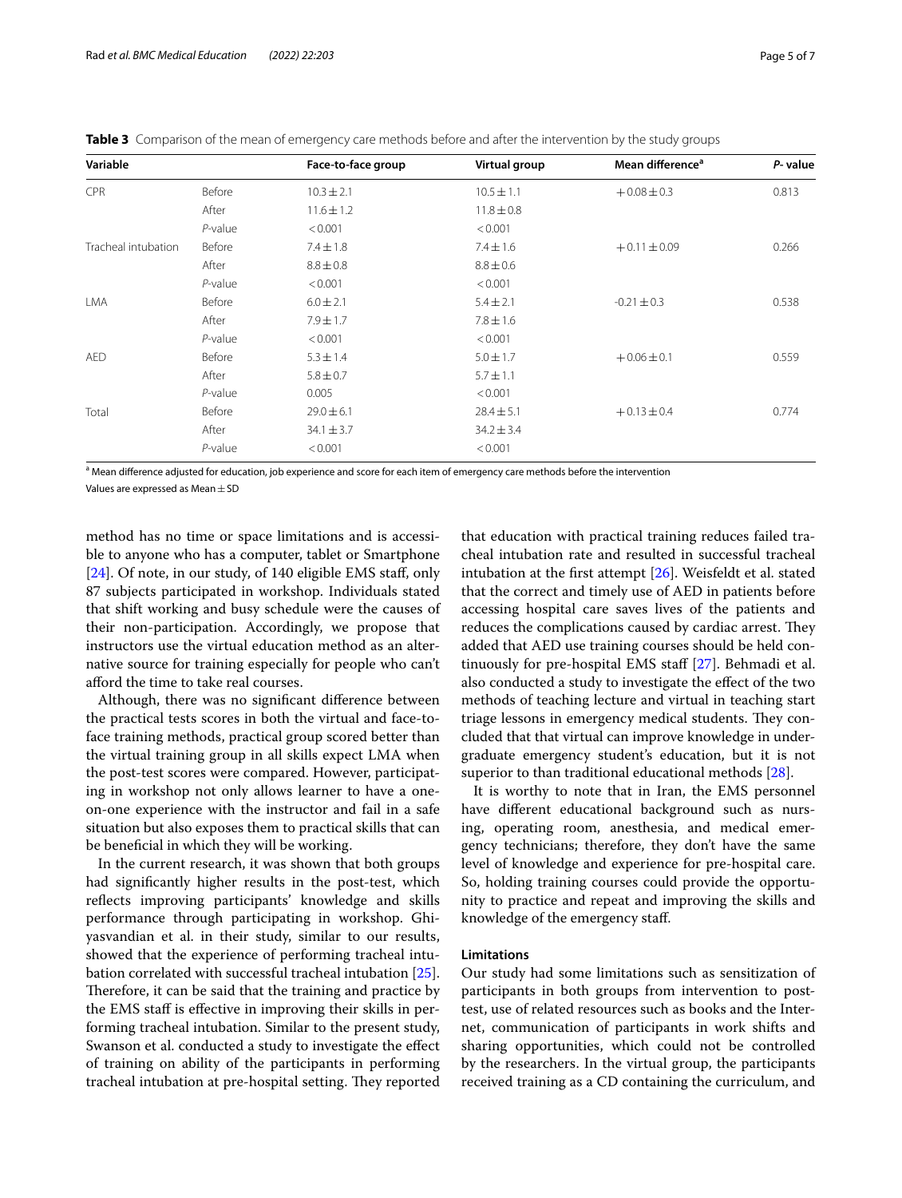**Table 3** Comparison of the mean of emergency care methods before and after the intervention by the study groups

| Variable | | Face-to-face group | Virtual group | Mean difference[a] | *P*- value |
|---|---|---|---|---|---|
| CPR | Before | 10.3 ± 2.1 | 10.5 ± 1.1 | + 0.08 ± 0.3 | 0.813 |
| | After | 11.6 ± 1.2 | 11.8 ± 0.8 | | |
| | *P*-value | < 0.001 | < 0.001 | | |
| Tracheal intubation | Before | 7.4 ± 1.8 | 7.4 ± 1.6 | + 0.11 ± 0.09 | 0.266 |
| | After | 8.8 ± 0.8 | 8.8 ± 0.6 | | |
| | *P*-value | < 0.001 | < 0.001 | | |
| LMA | Before | 6.0 ± 2.1 | 5.4 ± 2.1 | -0.21 ± 0.3 | 0.538 |
| | After | 7.9 ± 1.7 | 7.8 ± 1.6 | | |
| | *P*-value | < 0.001 | < 0.001 | | |
| AED | Before | 5.3 ± 1.4 | 5.0 ± 1.7 | + 0.06 ± 0.1 | 0.559 |
| | After | 5.8 ± 0.7 | 5.7 ± 1.1 | | |
| | *P*-value | 0.005 | < 0.001 | | |
| Total | Before | 29.0 ± 6.1 | 28.4 ± 5.1 | + 0.13 ± 0.4 | 0.774 |
| | After | 34.1 ± 3.7 | 34.2 ± 3.4 | | |
| | *P*-value | < 0.001 | < 0.001 | | |

[a] Mean difference adjusted for education, job experience and score for each item of emergency care methods before the intervention

Values are expressed as Mean ± SD

method has no time or space limitations and is accessible to anyone who has a computer, tablet or Smartphone [24]. Of note, in our study, of 140 eligible EMS staff, only 87 subjects participated in workshop. Individuals stated that shift working and busy schedule were the causes of their non-participation. Accordingly, we propose that instructors use the virtual education method as an alternative source for training especially for people who can't afford the time to take real courses.

Although, there was no significant difference between the practical tests scores in both the virtual and face-to-face training methods, practical group scored better than the virtual training group in all skills expect LMA when the post-test scores were compared. However, participating in workshop not only allows learner to have a one-on-one experience with the instructor and fail in a safe situation but also exposes them to practical skills that can be beneficial in which they will be working.

In the current research, it was shown that both groups had significantly higher results in the post-test, which reflects improving participants' knowledge and skills performance through participating in workshop. Ghiyasvandian et al. in their study, similar to our results, showed that the experience of performing tracheal intubation correlated with successful tracheal intubation [25]. Therefore, it can be said that the training and practice by the EMS staff is effective in improving their skills in performing tracheal intubation. Similar to the present study, Swanson et al. conducted a study to investigate the effect of training on ability of the participants in performing tracheal intubation at pre-hospital setting. They reported that education with practical training reduces failed tracheal intubation rate and resulted in successful tracheal intubation at the first attempt [26]. Weisfeldt et al. stated that the correct and timely use of AED in patients before accessing hospital care saves lives of the patients and reduces the complications caused by cardiac arrest. They added that AED use training courses should be held continuously for pre-hospital EMS staff [27]. Behmadi et al. also conducted a study to investigate the effect of the two methods of teaching lecture and virtual in teaching start triage lessons in emergency medical students. They concluded that that virtual can improve knowledge in undergraduate emergency student's education, but it is not superior to than traditional educational methods [28].

It is worthy to note that in Iran, the EMS personnel have different educational background such as nursing, operating room, anesthesia, and medical emergency technicians; therefore, they don't have the same level of knowledge and experience for pre-hospital care. So, holding training courses could provide the opportunity to practice and repeat and improving the skills and knowledge of the emergency staff.

## Limitations

Our study had some limitations such as sensitization of participants in both groups from intervention to post-test, use of related resources such as books and the Internet, communication of participants in work shifts and sharing opportunities, which could not be controlled by the researchers. In the virtual group, the participants received training as a CD containing the curriculum, and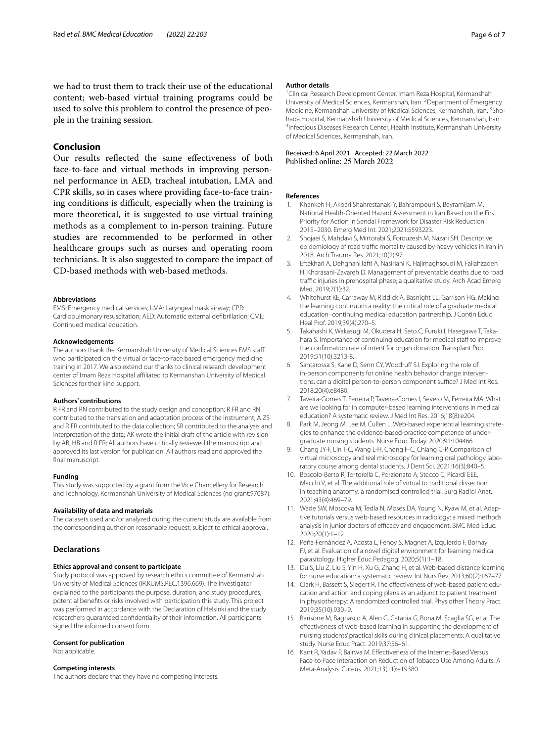we had to trust them to track their use of the educational content; web-based virtual training programs could be used to solve this problem to control the presence of people in the training session.

## Conclusion

Our results reflected the same effectiveness of both face-to-face and virtual methods in improving personnel performance in AED, tracheal intubation, LMA and CPR skills, so in cases where providing face-to-face training conditions is difficult, especially when the training is more theoretical, it is suggested to use virtual training methods as a complement to in-person training. Future studies are recommended to be performed in other healthcare groups such as nurses and operating room technicians. It is also suggested to compare the impact of CD-based methods with web-based methods.

#### Abbreviations

EMS: Emergency medical services; LMA: Laryngeal mask airway; CPR: Cardiopulmonary resuscitation; AED: Automatic external defibrillation; CME: Continued medical education.

#### Acknowledgements

The authors thank the Kermanshah University of Medical Sciences EMS staff who participated on the virtual or face-to-face based emergency medicine training in 2017. We also extend our thanks to clinical research development center of Imam Reza Hospital affiliated to Kermanshah University of Medical Sciences for their kind support.

#### Authors' contributions

R FR and RN contributed to the study design and conception; R FR and RN contributed to the translation and adaptation process of the instrument; A ZS and R FR contributed to the data collection; SR contributed to the analysis and interpretation of the data; AK wrote the initial draft of the article with revision by AB, HB and R FR; All authors have critically reviewed the manuscript and approved its last version for publication. All authors read and approved the final manuscript.

#### Funding

This study was supported by a grant from the Vice Chancellery for Research and Technology, Kermanshah University of Medical Sciences (no grant:97087).

#### Availability of data and materials

The datasets used and/or analyzed during the current study are available from the corresponding author on reasonable request, subject to ethical approval.

## Declarations

#### Ethics approval and consent to participate

Study protocol was approved by research ethics committee of Kermanshah University of Medical Sciences (IR.KUMS.REC.1396.669). The investigator explained to the participants the purpose, duration, and study procedures, potential benefits or risks involved with participation this study. This project was performed in accordance with the Declaration of Helsinki and the study researchers guaranteed confidentiality of their information. All participants signed the informed consent form.

#### Consent for publication

Not applicable.

#### Competing interests

The authors declare that they have no competing interests.

#### Author details

[1]Clinical Research Development Center, Imam Reza Hospital, Kermanshah University of Medical Sciences, Kermanshah, Iran. [2]Department of Emergency Medicine, Kermanshah University of Medical Sciences, Kermanshah, Iran. [3]Shohada Hospital, Kermanshah University of Medical Sciences, Kermanshah, Iran. [4]Infectious Diseases Research Center, Health Institute, Kermanshah University of Medical Sciences, Kermanshah, Iran.

Received: 6 April 2021 Accepted: 22 March 2022
Published online: 25 March 2022

#### References

1. Khankeh H, Akbari Shahrestanaki Y, Bahrampouri S, Beyramijam M. National Health-Oriented Hazard Assessment in Iran Based on the First Priority for Action in Sendai Framework for Disaster Risk Reduction 2015–2030. Emerg Med Int. 2021;2021:5593223.
2. Shojaei S, Mahdavi S, Mirtorabi S, Forouzesh M, Nazari SH. Descriptive epidemiology of road traffic mortality caused by heavy vehicles in Iran in 2018. Arch Trauma Res. 2021;10(2):97.
3. Eftekhari A, DehghaniTafti A, Nasiriani K, Hajimaghsoudi M, Fallahzadeh H, Khorasani-Zavareh D. Management of preventable deaths due to road traffic injuries in prehospital phase; a qualitative study. Arch Acad Emerg Med. 2019;7(1):32.
4. Whitehurst KE, Carraway M, Riddick A, Basnight LL, Garrison HG. Making the learning continuum a reality: the critical role of a graduate medical education–continuing medical education partnership. J Contin Educ Heal Prof. 2019;39(4):270–5.
5. Takahashi K, Wakasugi M, Okudera H, Seto C, Furuki I, Hasegawa T, Takahara S. Importance of continuing education for medical staff to improve the confirmation rate of intent for organ donation. Transplant Proc. 2019;51(10):3213-8.
6. Santarossa S, Kane D, Senn CY, Woodruff SJ. Exploring the role of in-person components for online health behavior change interventions: can a digital person-to-person component suffice? J Med Int Res. 2018;20(4):e8480.
7. Taveira-Gomes T, Ferreira P, Taveira-Gomes I, Severo M, Ferreira MA. What are we looking for in computer-based learning interventions in medical education? A systematic review. J Med Int Res. 2016;18(8):e204.
8. Park M, Jeong M, Lee M, Cullen L. Web-based experiential learning strategies to enhance the evidence-based-practice competence of undergraduate nursing students. Nurse Educ Today. 2020;91:104466.
9. Chang JY-F, Lin T-C, Wang L-H, Cheng F-C, Chiang C-P. Comparison of virtual microscopy and real microscopy for learning oral pathology laboratory course among dental students. J Dent Sci. 2021;16(3):840–5.
10. Boscolo-Berto R, Tortorella C, Porzionato A, Stecco C, Picardi EEE, Macchi V, et al. The additional role of virtual to traditional dissection in teaching anatomy: a randomised controlled trial. Surg Radiol Anat. 2021;43(4):469–79.
11. Wade SW, Moscova M, Tedla N, Moses DA, Young N, Kyaw M, et al. Adaptive tutorials versus web-based resources in radiology: a mixed methods analysis in junior doctors of efficacy and engagement. BMC Med Educ. 2020;20(1):1–12.
12. Peña-Fernández A, Acosta L, Fenoy S, Magnet A, Izquierdo F, Bornay FJ, et al. Evaluation of a novel digital environment for learning medical parasitology. Higher Educ Pedagog. 2020;5(1):1–18.
13. Du S, Liu Z, Liu S, Yin H, Xu G, Zhang H, et al. Web-based distance learning for nurse education: a systematic review. Int Nurs Rev. 2013;60(2):167–77.
14. Clark H, Bassett S, Siegert R. The effectiveness of web-based patient education and action and coping plans as an adjunct to patient treatment in physiotherapy: A randomized controlled trial. Physiother Theory Pract. 2019;35(10):930–9.
15. Barisone M, Bagnasco A, Aleo G, Catania G, Bona M, Scaglia SG, et al. The effectiveness of web-based learning in supporting the development of nursing students' practical skills during clinical placements: A qualitative study. Nurse Educ Pract. 2019;37:56–61.
16. Kant R, Yadav P, Bairwa M. Effectiveness of the Internet-Based Versus Face-to-Face Interaction on Reduction of Tobacco Use Among Adults: A Meta-Analysis. Cureus. 2021;13(11):e19380.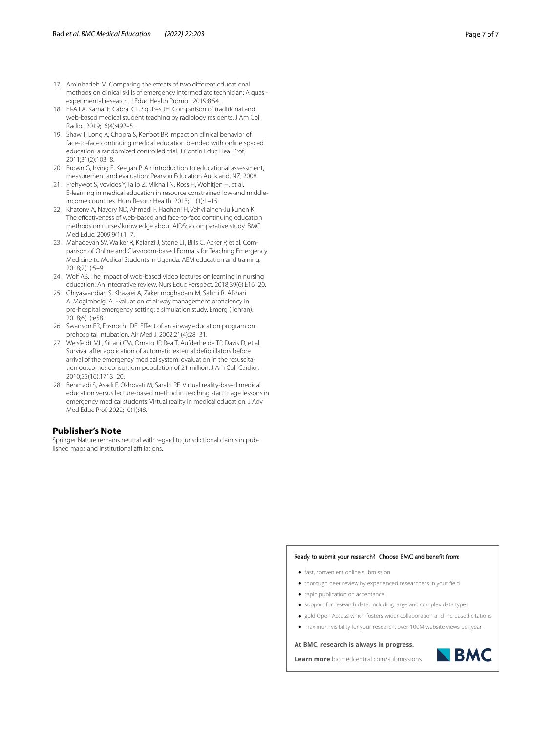17. Aminizadeh M. Comparing the effects of two different educational methods on clinical skills of emergency intermediate technician: A quasi-experimental research. J Educ Health Promot. 2019;8:54.
18. El-Ali A, Kamal F, Cabral CL, Squires JH. Comparison of traditional and web-based medical student teaching by radiology residents. J Am Coll Radiol. 2019;16(4):492–5.
19. Shaw T, Long A, Chopra S, Kerfoot BP. Impact on clinical behavior of face-to-face continuing medical education blended with online spaced education: a randomized controlled trial. J Contin Educ Heal Prof. 2011;31(2):103–8.
20. Brown G, Irving E, Keegan P. An introduction to educational assessment, measurement and evaluation: Pearson Education Auckland, NZ; 2008.
21. Frehywot S, Vovides Y, Talib Z, Mikhail N, Ross H, Wohltjen H, et al. E-learning in medical education in resource constrained low-and middle-income countries. Hum Resour Health. 2013;11(1):1–15.
22. Khatony A, Nayery ND, Ahmadi F, Haghani H, Vehvilainen-Julkunen K. The effectiveness of web-based and face-to-face continuing education methods on nurses' knowledge about AIDS: a comparative study. BMC Med Educ. 2009;9(1):1–7.
23. Mahadevan SV, Walker R, Kalanzi J, Stone LT, Bills C, Acker P, et al. Comparison of Online and Classroom-based Formats for Teaching Emergency Medicine to Medical Students in Uganda. AEM education and training. 2018;2(1):5–9.
24. Wolf AB. The impact of web-based video lectures on learning in nursing education: An integrative review. Nurs Educ Perspect. 2018;39(6):E16–20.
25. Ghiyasvandian S, Khazaei A, Zakerimoghadam M, Salimi R, Afshari A, Mogimbeigi A. Evaluation of airway management proficiency in pre-hospital emergency setting; a simulation study. Emerg (Tehran). 2018;6(1):e58.
26. Swanson ER, Fosnocht DE. Effect of an airway education program on prehospital intubation. Air Med J. 2002;21(4):28–31.
27. Weisfeldt ML, Sitlani CM, Ornato JP, Rea T, Aufderheide TP, Davis D, et al. Survival after application of automatic external defibrillators before arrival of the emergency medical system: evaluation in the resuscitation outcomes consortium population of 21 million. J Am Coll Cardiol. 2010;55(16):1713–20.
28. Behmadi S, Asadi F, Okhovati M, Sarabi RE. Virtual reality-based medical education versus lecture-based method in teaching start triage lessons in emergency medical students: Virtual reality in medical education. J Adv Med Educ Prof. 2022;10(1):48.

## Publisher's Note

Springer Nature remains neutral with regard to jurisdictional claims in published maps and institutional affiliations.

Ready to submit your research? Choose BMC and benefit from:

- fast, convenient online submission
- thorough peer review by experienced researchers in your field
- rapid publication on acceptance
- support for research data, including large and complex data types
- gold Open Access which fosters wider collaboration and increased citations
- maximum visibility for your research: over 100M website views per year

**At BMC, research is always in progress.**

**Learn more** biomedcentral.com/submissions